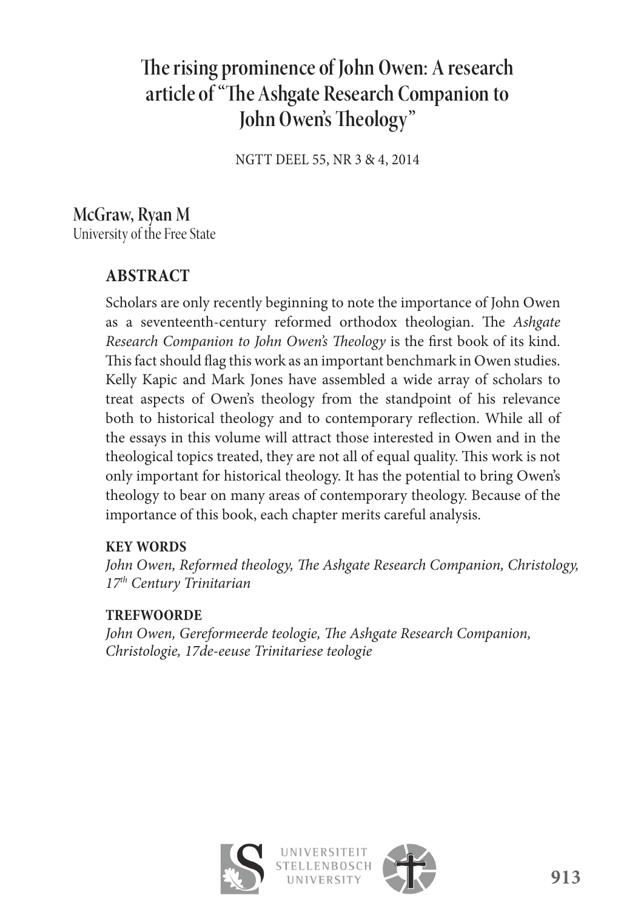# The rising prominence of John Owen: A research article of "The Ashgate Research Companion to John Owen's Theology"

NGTT DEEL 55, NR 3 & 4, 2014

**McGraw, Ryan M**
University of the Free State

## ABSTRACT

Scholars are only recently beginning to note the importance of John Owen as a seventeenth-century reformed orthodox theologian. The *Ashgate Research Companion to John Owen's Theology* is the first book of its kind. This fact should flag this work as an important benchmark in Owen studies. Kelly Kapic and Mark Jones have assembled a wide array of scholars to treat aspects of Owen's theology from the standpoint of his relevance both to historical theology and to contemporary reflection. While all of the essays in this volume will attract those interested in Owen and in the theological topics treated, they are not all of equal quality. This work is not only important for historical theology. It has the potential to bring Owen's theology to bear on many areas of contemporary theology. Because of the importance of this book, each chapter merits careful analysis.

**KEY WORDS**

*John Owen, Reformed theology, The Ashgate Research Companion, Christology, 17th Century Trinitarian*

**TREFWOORDE**

*John Owen, Gereformeerde teologie, The Ashgate Research Companion, Christologie, 17de-eeuse Trinitariese teologie*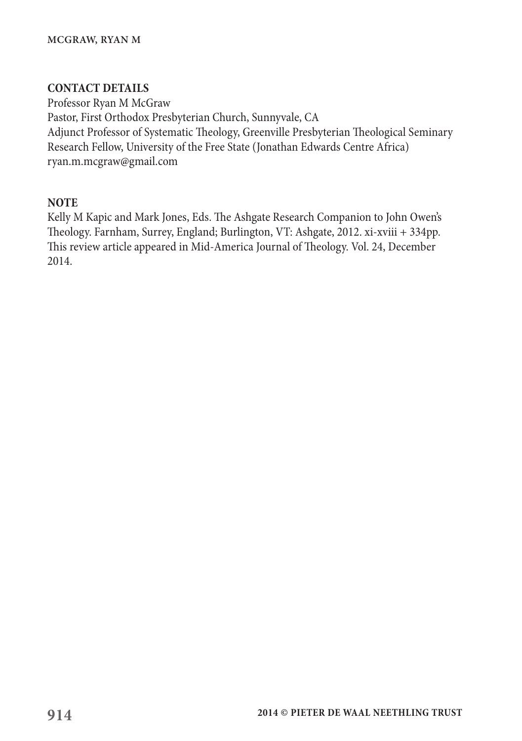## CONTACT DETAILS

Professor Ryan M McGraw
Pastor, First Orthodox Presbyterian Church, Sunnyvale, CA
Adjunct Professor of Systematic Theology, Greenville Presbyterian Theological Seminary
Research Fellow, University of the Free State (Jonathan Edwards Centre Africa)
ryan.m.mcgraw@gmail.com

## NOTE

Kelly M Kapic and Mark Jones, Eds. The Ashgate Research Companion to John Owen's Theology. Farnham, Surrey, England; Burlington, VT: Ashgate, 2012. xi-xviii + 334pp. This review article appeared in Mid-America Journal of Theology. Vol. 24, December 2014.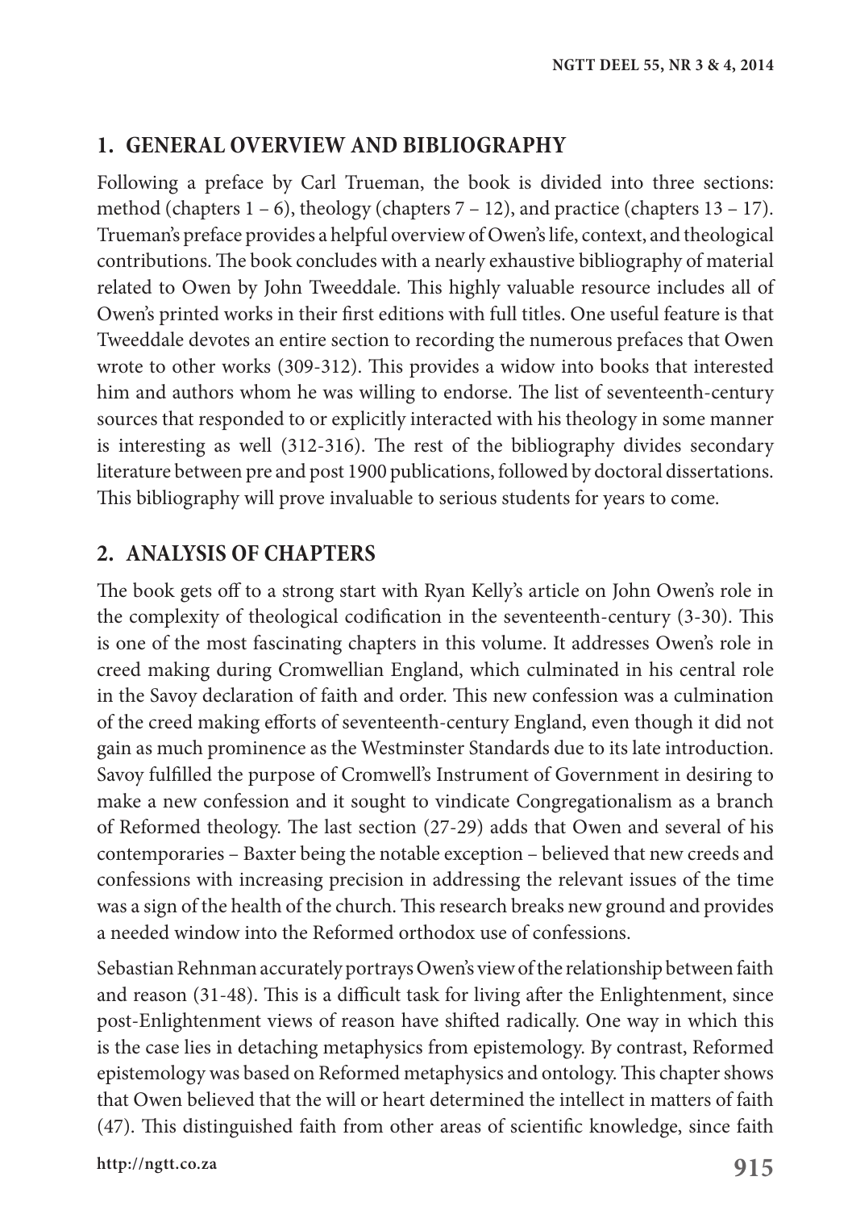## 1. GENERAL OVERVIEW AND BIBLIOGRAPHY

Following a preface by Carl Trueman, the book is divided into three sections: method (chapters 1 – 6), theology (chapters 7 – 12), and practice (chapters 13 – 17). Trueman's preface provides a helpful overview of Owen's life, context, and theological contributions. The book concludes with a nearly exhaustive bibliography of material related to Owen by John Tweeddale. This highly valuable resource includes all of Owen's printed works in their first editions with full titles. One useful feature is that Tweeddale devotes an entire section to recording the numerous prefaces that Owen wrote to other works (309-312). This provides a widow into books that interested him and authors whom he was willing to endorse. The list of seventeenth-century sources that responded to or explicitly interacted with his theology in some manner is interesting as well (312-316). The rest of the bibliography divides secondary literature between pre and post 1900 publications, followed by doctoral dissertations. This bibliography will prove invaluable to serious students for years to come.

## 2. ANALYSIS OF CHAPTERS

The book gets off to a strong start with Ryan Kelly's article on John Owen's role in the complexity of theological codification in the seventeenth-century (3-30). This is one of the most fascinating chapters in this volume. It addresses Owen's role in creed making during Cromwellian England, which culminated in his central role in the Savoy declaration of faith and order. This new confession was a culmination of the creed making efforts of seventeenth-century England, even though it did not gain as much prominence as the Westminster Standards due to its late introduction. Savoy fulfilled the purpose of Cromwell's Instrument of Government in desiring to make a new confession and it sought to vindicate Congregationalism as a branch of Reformed theology. The last section (27-29) adds that Owen and several of his contemporaries – Baxter being the notable exception – believed that new creeds and confessions with increasing precision in addressing the relevant issues of the time was a sign of the health of the church. This research breaks new ground and provides a needed window into the Reformed orthodox use of confessions.

Sebastian Rehnman accurately portrays Owen's view of the relationship between faith and reason (31-48). This is a difficult task for living after the Enlightenment, since post-Enlightenment views of reason have shifted radically. One way in which this is the case lies in detaching metaphysics from epistemology. By contrast, Reformed epistemology was based on Reformed metaphysics and ontology. This chapter shows that Owen believed that the will or heart determined the intellect in matters of faith (47). This distinguished faith from other areas of scientific knowledge, since faith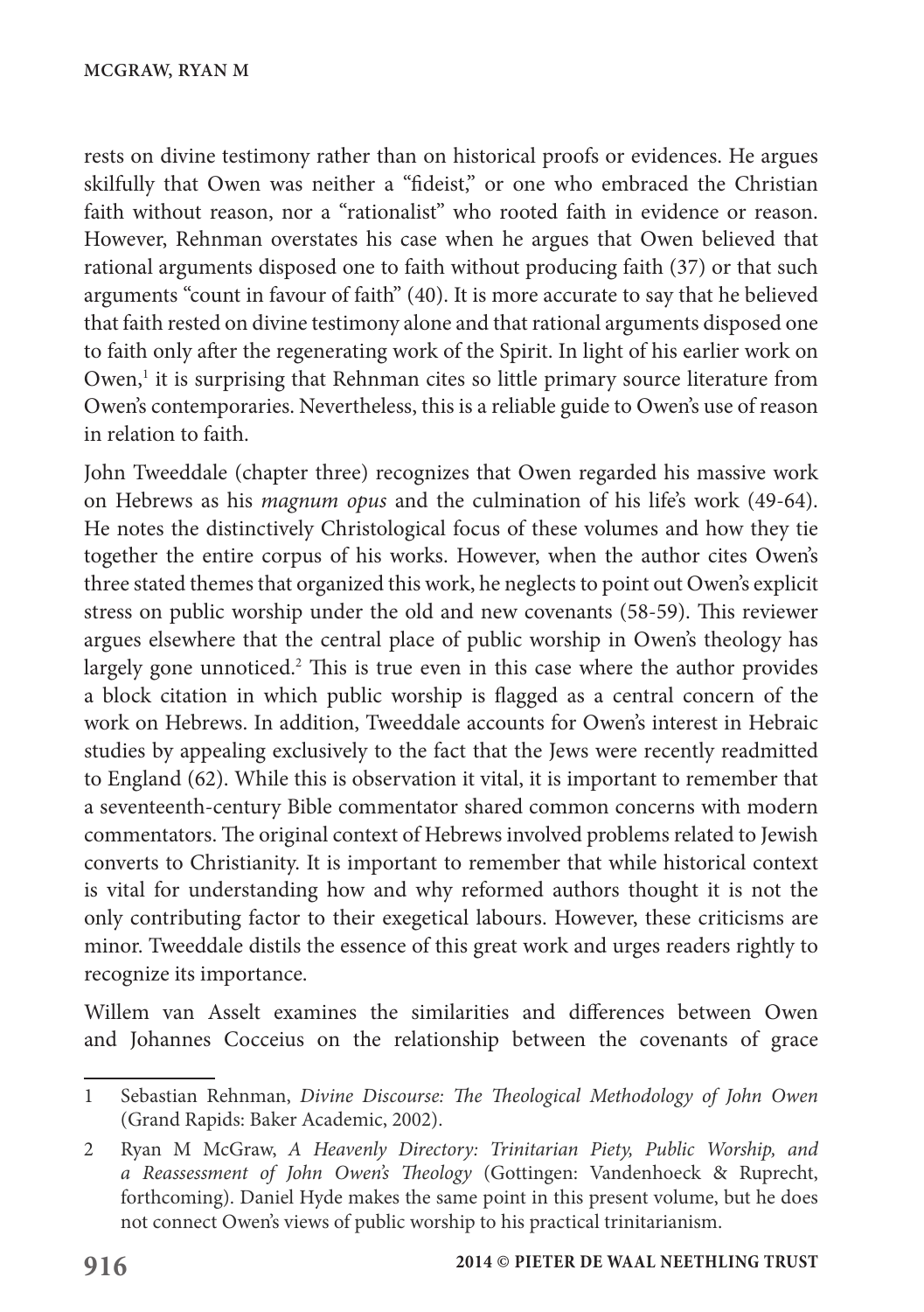rests on divine testimony rather than on historical proofs or evidences. He argues skilfully that Owen was neither a "fideist," or one who embraced the Christian faith without reason, nor a "rationalist" who rooted faith in evidence or reason. However, Rehnman overstates his case when he argues that Owen believed that rational arguments disposed one to faith without producing faith (37) or that such arguments "count in favour of faith" (40). It is more accurate to say that he believed that faith rested on divine testimony alone and that rational arguments disposed one to faith only after the regenerating work of the Spirit. In light of his earlier work on Owen,[1] it is surprising that Rehnman cites so little primary source literature from Owen's contemporaries. Nevertheless, this is a reliable guide to Owen's use of reason in relation to faith.

John Tweeddale (chapter three) recognizes that Owen regarded his massive work on Hebrews as his *magnum opus* and the culmination of his life's work (49-64). He notes the distinctively Christological focus of these volumes and how they tie together the entire corpus of his works. However, when the author cites Owen's three stated themes that organized this work, he neglects to point out Owen's explicit stress on public worship under the old and new covenants (58-59). This reviewer argues elsewhere that the central place of public worship in Owen's theology has largely gone unnoticed.[2] This is true even in this case where the author provides a block citation in which public worship is flagged as a central concern of the work on Hebrews. In addition, Tweeddale accounts for Owen's interest in Hebraic studies by appealing exclusively to the fact that the Jews were recently readmitted to England (62). While this is observation it vital, it is important to remember that a seventeenth-century Bible commentator shared common concerns with modern commentators. The original context of Hebrews involved problems related to Jewish converts to Christianity. It is important to remember that while historical context is vital for understanding how and why reformed authors thought it is not the only contributing factor to their exegetical labours. However, these criticisms are minor. Tweeddale distils the essence of this great work and urges readers rightly to recognize its importance.

Willem van Asselt examines the similarities and differences between Owen and Johannes Cocceius on the relationship between the covenants of grace

---

1 Sebastian Rehnman, *Divine Discourse: The Theological Methodology of John Owen* (Grand Rapids: Baker Academic, 2002).

2 Ryan M McGraw, *A Heavenly Directory: Trinitarian Piety, Public Worship, and a Reassessment of John Owen's Theology* (Gottingen: Vandenhoeck & Ruprecht, forthcoming). Daniel Hyde makes the same point in this present volume, but he does not connect Owen's views of public worship to his practical trinitarianism.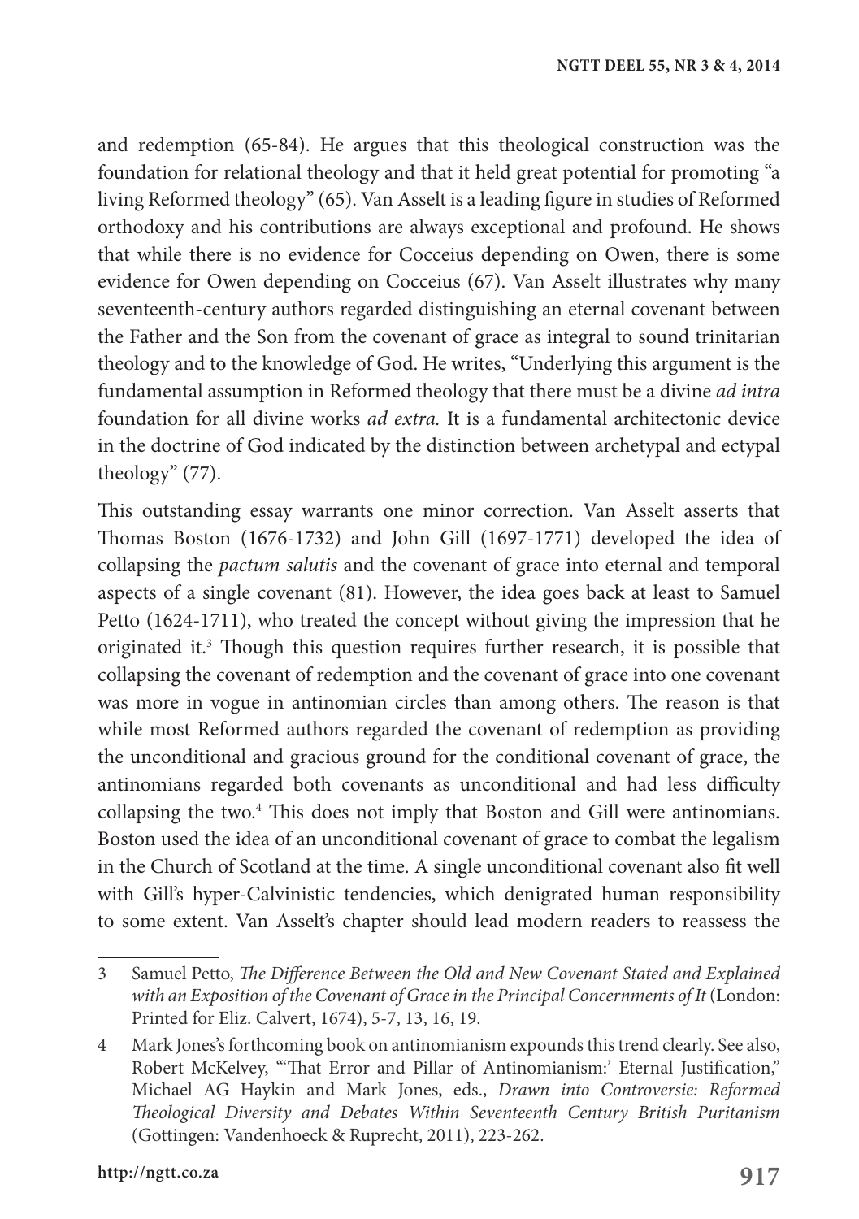and redemption (65-84). He argues that this theological construction was the foundation for relational theology and that it held great potential for promoting "a living Reformed theology" (65). Van Asselt is a leading figure in studies of Reformed orthodoxy and his contributions are always exceptional and profound. He shows that while there is no evidence for Cocceius depending on Owen, there is some evidence for Owen depending on Cocceius (67). Van Asselt illustrates why many seventeenth-century authors regarded distinguishing an eternal covenant between the Father and the Son from the covenant of grace as integral to sound trinitarian theology and to the knowledge of God. He writes, "Underlying this argument is the fundamental assumption in Reformed theology that there must be a divine *ad intra* foundation for all divine works *ad extra.* It is a fundamental architectonic device in the doctrine of God indicated by the distinction between archetypal and ectypal theology" (77).

This outstanding essay warrants one minor correction. Van Asselt asserts that Thomas Boston (1676-1732) and John Gill (1697-1771) developed the idea of collapsing the *pactum salutis* and the covenant of grace into eternal and temporal aspects of a single covenant (81). However, the idea goes back at least to Samuel Petto (1624-1711), who treated the concept without giving the impression that he originated it.[3] Though this question requires further research, it is possible that collapsing the covenant of redemption and the covenant of grace into one covenant was more in vogue in antinomian circles than among others. The reason is that while most Reformed authors regarded the covenant of redemption as providing the unconditional and gracious ground for the conditional covenant of grace, the antinomians regarded both covenants as unconditional and had less difficulty collapsing the two.[4] This does not imply that Boston and Gill were antinomians. Boston used the idea of an unconditional covenant of grace to combat the legalism in the Church of Scotland at the time. A single unconditional covenant also fit well with Gill's hyper-Calvinistic tendencies, which denigrated human responsibility to some extent. Van Asselt's chapter should lead modern readers to reassess the

---

3 Samuel Petto, *The Difference Between the Old and New Covenant Stated and Explained with an Exposition of the Covenant of Grace in the Principal Concernments of It* (London: Printed for Eliz. Calvert, 1674), 5-7, 13, 16, 19.

4 Mark Jones's forthcoming book on antinomianism expounds this trend clearly. See also, Robert McKelvey, "'That Error and Pillar of Antinomianism:' Eternal Justification," Michael AG Haykin and Mark Jones, eds., *Drawn into Controversie: Reformed Theological Diversity and Debates Within Seventeenth Century British Puritanism* (Gottingen: Vandenhoeck & Ruprecht, 2011), 223-262.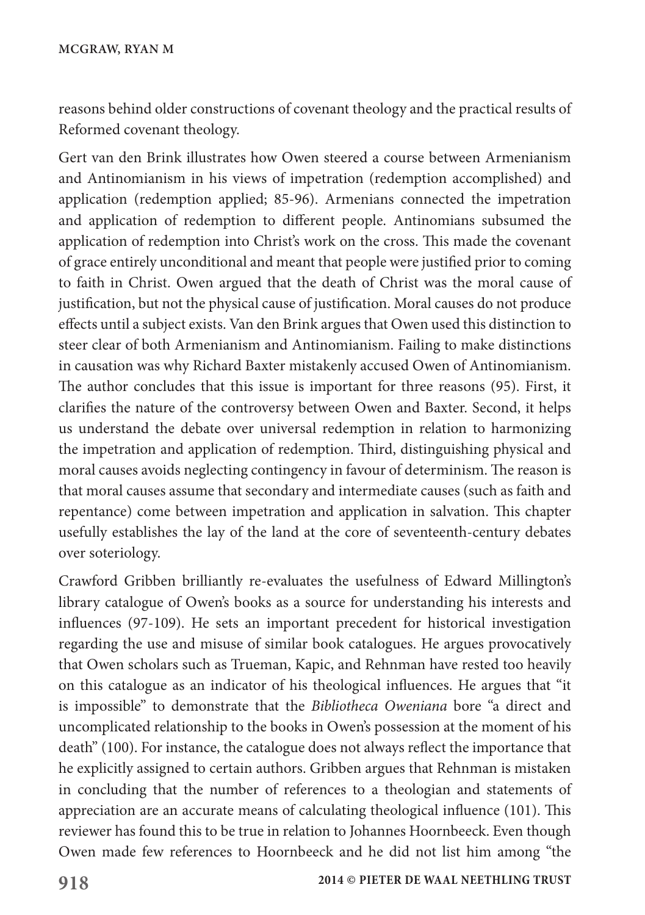reasons behind older constructions of covenant theology and the practical results of Reformed covenant theology.

Gert van den Brink illustrates how Owen steered a course between Armenianism and Antinomianism in his views of impetration (redemption accomplished) and application (redemption applied; 85-96). Armenians connected the impetration and application of redemption to different people. Antinomians subsumed the application of redemption into Christ's work on the cross. This made the covenant of grace entirely unconditional and meant that people were justified prior to coming to faith in Christ. Owen argued that the death of Christ was the moral cause of justification, but not the physical cause of justification. Moral causes do not produce effects until a subject exists. Van den Brink argues that Owen used this distinction to steer clear of both Armenianism and Antinomianism. Failing to make distinctions in causation was why Richard Baxter mistakenly accused Owen of Antinomianism. The author concludes that this issue is important for three reasons (95). First, it clarifies the nature of the controversy between Owen and Baxter. Second, it helps us understand the debate over universal redemption in relation to harmonizing the impetration and application of redemption. Third, distinguishing physical and moral causes avoids neglecting contingency in favour of determinism. The reason is that moral causes assume that secondary and intermediate causes (such as faith and repentance) come between impetration and application in salvation. This chapter usefully establishes the lay of the land at the core of seventeenth-century debates over soteriology.

Crawford Gribben brilliantly re-evaluates the usefulness of Edward Millington's library catalogue of Owen's books as a source for understanding his interests and influences (97-109). He sets an important precedent for historical investigation regarding the use and misuse of similar book catalogues. He argues provocatively that Owen scholars such as Trueman, Kapic, and Rehnman have rested too heavily on this catalogue as an indicator of his theological influences. He argues that "it is impossible" to demonstrate that the *Bibliotheca Oweniana* bore "a direct and uncomplicated relationship to the books in Owen's possession at the moment of his death" (100). For instance, the catalogue does not always reflect the importance that he explicitly assigned to certain authors. Gribben argues that Rehnman is mistaken in concluding that the number of references to a theologian and statements of appreciation are an accurate means of calculating theological influence (101). This reviewer has found this to be true in relation to Johannes Hoornbeeck. Even though Owen made few references to Hoornbeeck and he did not list him among "the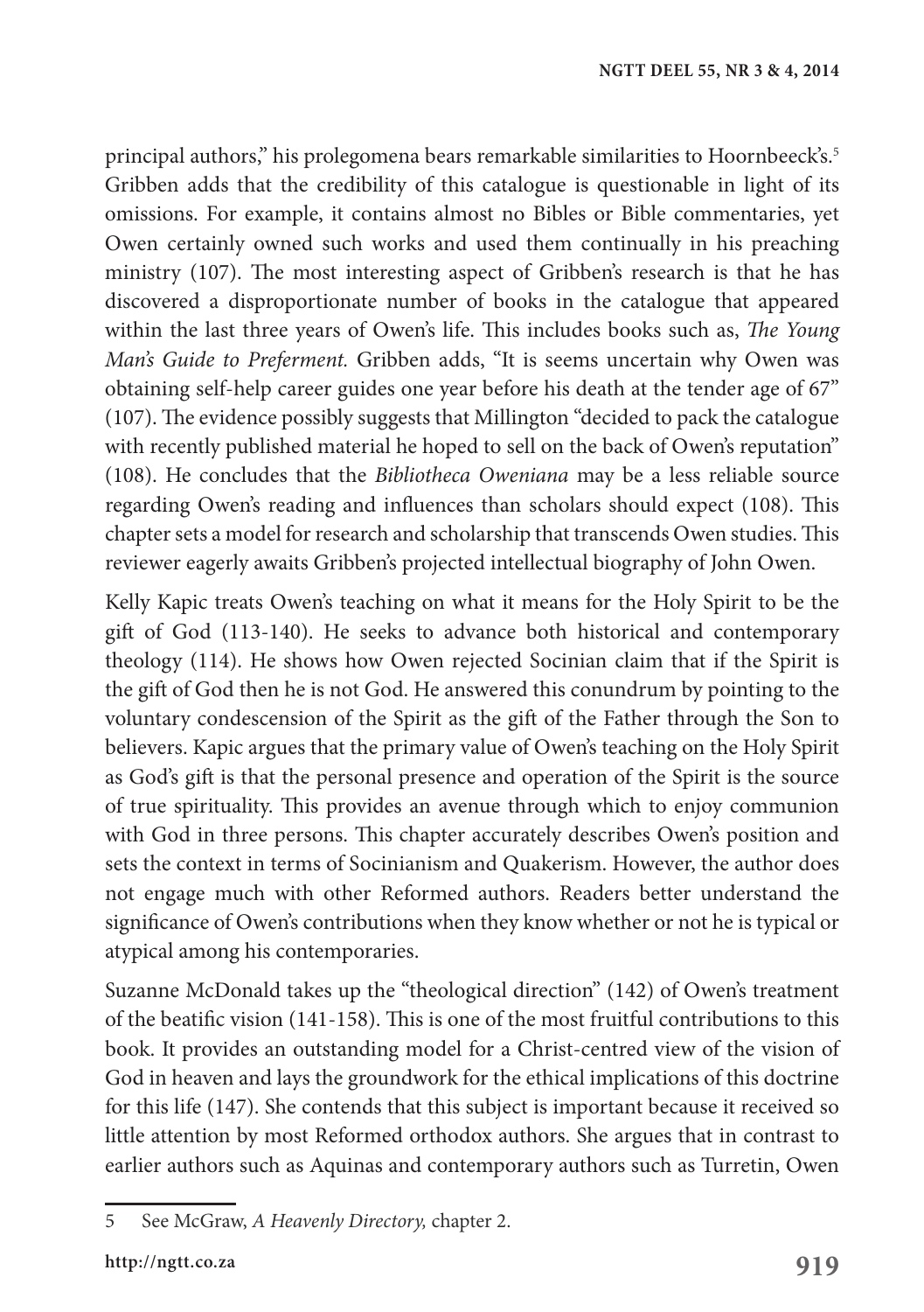principal authors," his prolegomena bears remarkable similarities to Hoornbeeck's.[5] Gribben adds that the credibility of this catalogue is questionable in light of its omissions. For example, it contains almost no Bibles or Bible commentaries, yet Owen certainly owned such works and used them continually in his preaching ministry (107). The most interesting aspect of Gribben's research is that he has discovered a disproportionate number of books in the catalogue that appeared within the last three years of Owen's life. This includes books such as, *The Young Man's Guide to Preferment.* Gribben adds, "It is seems uncertain why Owen was obtaining self-help career guides one year before his death at the tender age of 67" (107). The evidence possibly suggests that Millington "decided to pack the catalogue with recently published material he hoped to sell on the back of Owen's reputation" (108). He concludes that the *Bibliotheca Oweniana* may be a less reliable source regarding Owen's reading and influences than scholars should expect (108). This chapter sets a model for research and scholarship that transcends Owen studies. This reviewer eagerly awaits Gribben's projected intellectual biography of John Owen.

Kelly Kapic treats Owen's teaching on what it means for the Holy Spirit to be the gift of God (113-140). He seeks to advance both historical and contemporary theology (114). He shows how Owen rejected Socinian claim that if the Spirit is the gift of God then he is not God. He answered this conundrum by pointing to the voluntary condescension of the Spirit as the gift of the Father through the Son to believers. Kapic argues that the primary value of Owen's teaching on the Holy Spirit as God's gift is that the personal presence and operation of the Spirit is the source of true spirituality. This provides an avenue through which to enjoy communion with God in three persons. This chapter accurately describes Owen's position and sets the context in terms of Socinianism and Quakerism. However, the author does not engage much with other Reformed authors. Readers better understand the significance of Owen's contributions when they know whether or not he is typical or atypical among his contemporaries.

Suzanne McDonald takes up the "theological direction" (142) of Owen's treatment of the beatific vision (141-158). This is one of the most fruitful contributions to this book. It provides an outstanding model for a Christ-centred view of the vision of God in heaven and lays the groundwork for the ethical implications of this doctrine for this life (147). She contends that this subject is important because it received so little attention by most Reformed orthodox authors. She argues that in contrast to earlier authors such as Aquinas and contemporary authors such as Turretin, Owen

---

5 See McGraw, *A Heavenly Directory,* chapter 2.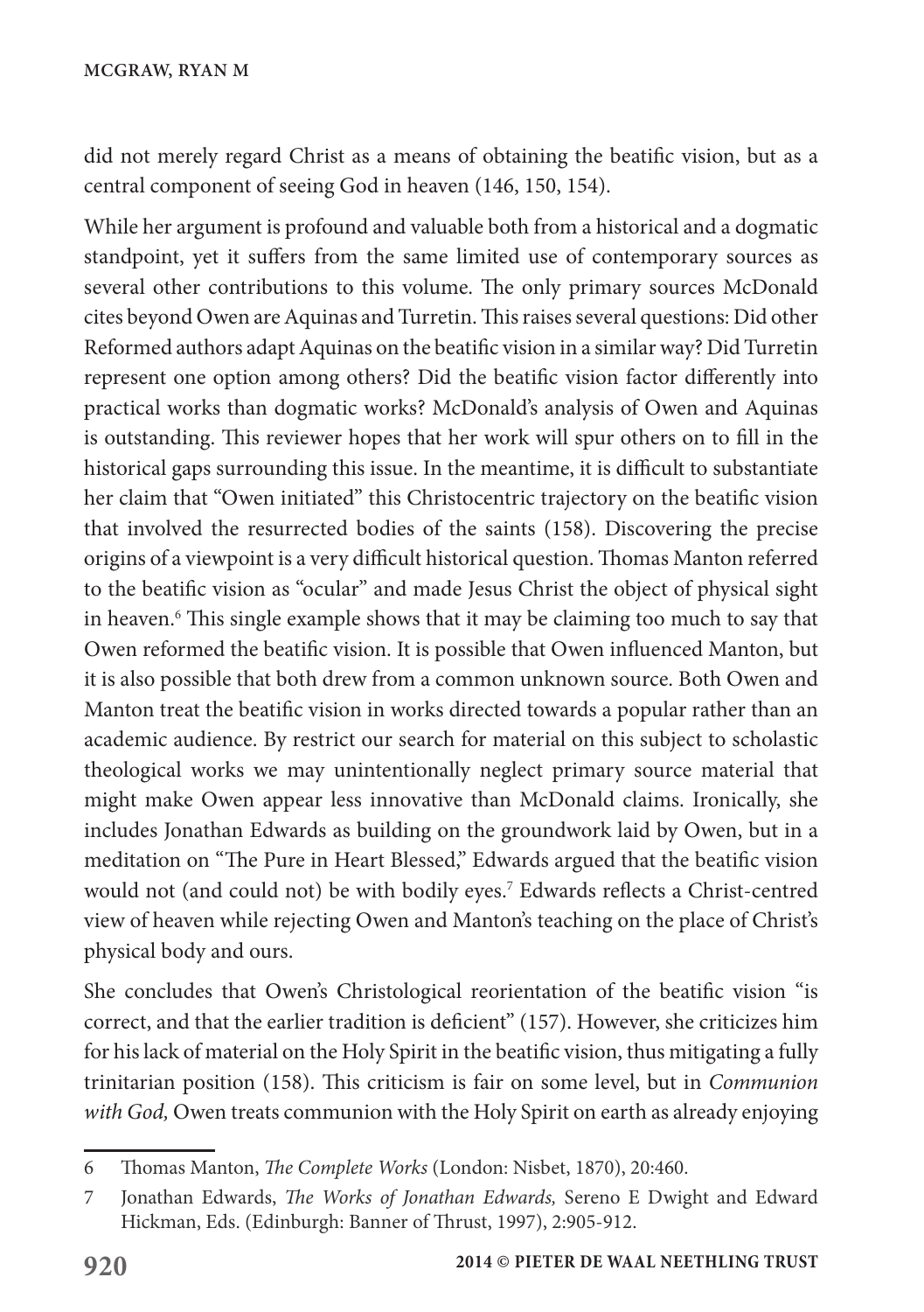did not merely regard Christ as a means of obtaining the beatific vision, but as a central component of seeing God in heaven (146, 150, 154).

While her argument is profound and valuable both from a historical and a dogmatic standpoint, yet it suffers from the same limited use of contemporary sources as several other contributions to this volume. The only primary sources McDonald cites beyond Owen are Aquinas and Turretin. This raises several questions: Did other Reformed authors adapt Aquinas on the beatific vision in a similar way? Did Turretin represent one option among others? Did the beatific vision factor differently into practical works than dogmatic works? McDonald's analysis of Owen and Aquinas is outstanding. This reviewer hopes that her work will spur others on to fill in the historical gaps surrounding this issue. In the meantime, it is difficult to substantiate her claim that "Owen initiated" this Christocentric trajectory on the beatific vision that involved the resurrected bodies of the saints (158). Discovering the precise origins of a viewpoint is a very difficult historical question. Thomas Manton referred to the beatific vision as "ocular" and made Jesus Christ the object of physical sight in heaven.[6] This single example shows that it may be claiming too much to say that Owen reformed the beatific vision. It is possible that Owen influenced Manton, but it is also possible that both drew from a common unknown source. Both Owen and Manton treat the beatific vision in works directed towards a popular rather than an academic audience. By restrict our search for material on this subject to scholastic theological works we may unintentionally neglect primary source material that might make Owen appear less innovative than McDonald claims. Ironically, she includes Jonathan Edwards as building on the groundwork laid by Owen, but in a meditation on "The Pure in Heart Blessed," Edwards argued that the beatific vision would not (and could not) be with bodily eyes.[7] Edwards reflects a Christ-centred view of heaven while rejecting Owen and Manton's teaching on the place of Christ's physical body and ours.

She concludes that Owen's Christological reorientation of the beatific vision "is correct, and that the earlier tradition is deficient" (157). However, she criticizes him for his lack of material on the Holy Spirit in the beatific vision, thus mitigating a fully trinitarian position (158). This criticism is fair on some level, but in *Communion with God,* Owen treats communion with the Holy Spirit on earth as already enjoying

---

6 Thomas Manton, *The Complete Works* (London: Nisbet, 1870), 20:460.

7 Jonathan Edwards, *The Works of Jonathan Edwards,* Sereno E Dwight and Edward Hickman, Eds. (Edinburgh: Banner of Thrust, 1997), 2:905-912.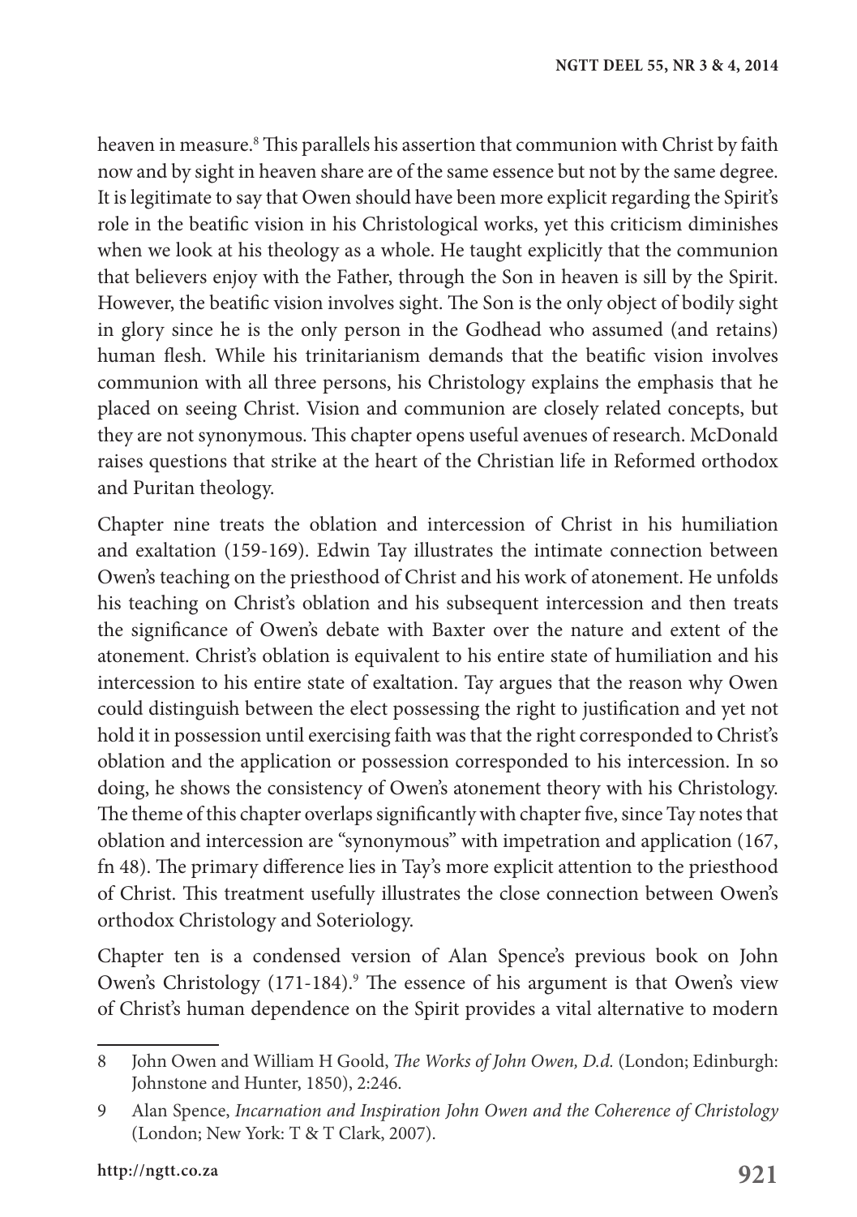heaven in measure.[8] This parallels his assertion that communion with Christ by faith now and by sight in heaven share are of the same essence but not by the same degree. It is legitimate to say that Owen should have been more explicit regarding the Spirit's role in the beatific vision in his Christological works, yet this criticism diminishes when we look at his theology as a whole. He taught explicitly that the communion that believers enjoy with the Father, through the Son in heaven is sill by the Spirit. However, the beatific vision involves sight. The Son is the only object of bodily sight in glory since he is the only person in the Godhead who assumed (and retains) human flesh. While his trinitarianism demands that the beatific vision involves communion with all three persons, his Christology explains the emphasis that he placed on seeing Christ. Vision and communion are closely related concepts, but they are not synonymous. This chapter opens useful avenues of research. McDonald raises questions that strike at the heart of the Christian life in Reformed orthodox and Puritan theology.

Chapter nine treats the oblation and intercession of Christ in his humiliation and exaltation (159-169). Edwin Tay illustrates the intimate connection between Owen's teaching on the priesthood of Christ and his work of atonement. He unfolds his teaching on Christ's oblation and his subsequent intercession and then treats the significance of Owen's debate with Baxter over the nature and extent of the atonement. Christ's oblation is equivalent to his entire state of humiliation and his intercession to his entire state of exaltation. Tay argues that the reason why Owen could distinguish between the elect possessing the right to justification and yet not hold it in possession until exercising faith was that the right corresponded to Christ's oblation and the application or possession corresponded to his intercession. In so doing, he shows the consistency of Owen's atonement theory with his Christology. The theme of this chapter overlaps significantly with chapter five, since Tay notes that oblation and intercession are "synonymous" with impetration and application (167, fn 48). The primary difference lies in Tay's more explicit attention to the priesthood of Christ. This treatment usefully illustrates the close connection between Owen's orthodox Christology and Soteriology.

Chapter ten is a condensed version of Alan Spence's previous book on John Owen's Christology (171-184).[9] The essence of his argument is that Owen's view of Christ's human dependence on the Spirit provides a vital alternative to modern

---

8 John Owen and William H Goold, *The Works of John Owen, D.d.* (London; Edinburgh: Johnstone and Hunter, 1850), 2:246.

9 Alan Spence, *Incarnation and Inspiration John Owen and the Coherence of Christology* (London; New York: T & T Clark, 2007).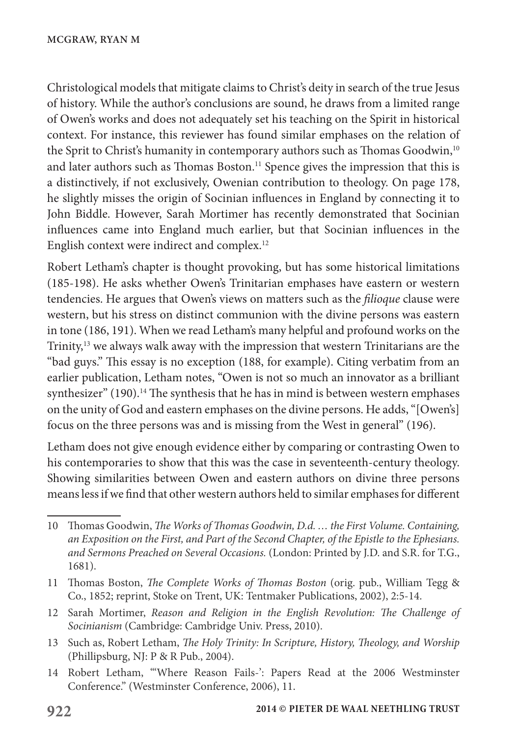Christological models that mitigate claims to Christ's deity in search of the true Jesus of history. While the author's conclusions are sound, he draws from a limited range of Owen's works and does not adequately set his teaching on the Spirit in historical context. For instance, this reviewer has found similar emphases on the relation of the Sprit to Christ's humanity in contemporary authors such as Thomas Goodwin,[10] and later authors such as Thomas Boston.[11] Spence gives the impression that this is a distinctively, if not exclusively, Owenian contribution to theology. On page 178, he slightly misses the origin of Socinian influences in England by connecting it to John Biddle. However, Sarah Mortimer has recently demonstrated that Socinian influences came into England much earlier, but that Socinian influences in the English context were indirect and complex.[12]

Robert Letham's chapter is thought provoking, but has some historical limitations (185-198). He asks whether Owen's Trinitarian emphases have eastern or western tendencies. He argues that Owen's views on matters such as the *filioque* clause were western, but his stress on distinct communion with the divine persons was eastern in tone (186, 191). When we read Letham's many helpful and profound works on the Trinity,[13] we always walk away with the impression that western Trinitarians are the "bad guys." This essay is no exception (188, for example). Citing verbatim from an earlier publication, Letham notes, "Owen is not so much an innovator as a brilliant synthesizer" (190).[14] The synthesis that he has in mind is between western emphases on the unity of God and eastern emphases on the divine persons. He adds, "[Owen's] focus on the three persons was and is missing from the West in general" (196).

Letham does not give enough evidence either by comparing or contrasting Owen to his contemporaries to show that this was the case in seventeenth-century theology. Showing similarities between Owen and eastern authors on divine three persons means less if we find that other western authors held to similar emphases for different

---

10 Thomas Goodwin, *The Works of Thomas Goodwin, D.d. … the First Volume. Containing, an Exposition on the First, and Part of the Second Chapter, of the Epistle to the Ephesians. and Sermons Preached on Several Occasions.* (London: Printed by J.D. and S.R. for T.G., 1681).

11 Thomas Boston, *The Complete Works of Thomas Boston* (orig. pub., William Tegg & Co., 1852; reprint, Stoke on Trent, UK: Tentmaker Publications, 2002), 2:5-14.

12 Sarah Mortimer, *Reason and Religion in the English Revolution: The Challenge of Socinianism* (Cambridge: Cambridge Univ. Press, 2010).

13 Such as, Robert Letham, *The Holy Trinity: In Scripture, History, Theology, and Worship* (Phillipsburg, NJ: P & R Pub., 2004).

14 Robert Letham, "'Where Reason Fails-': Papers Read at the 2006 Westminster Conference." (Westminster Conference, 2006), 11.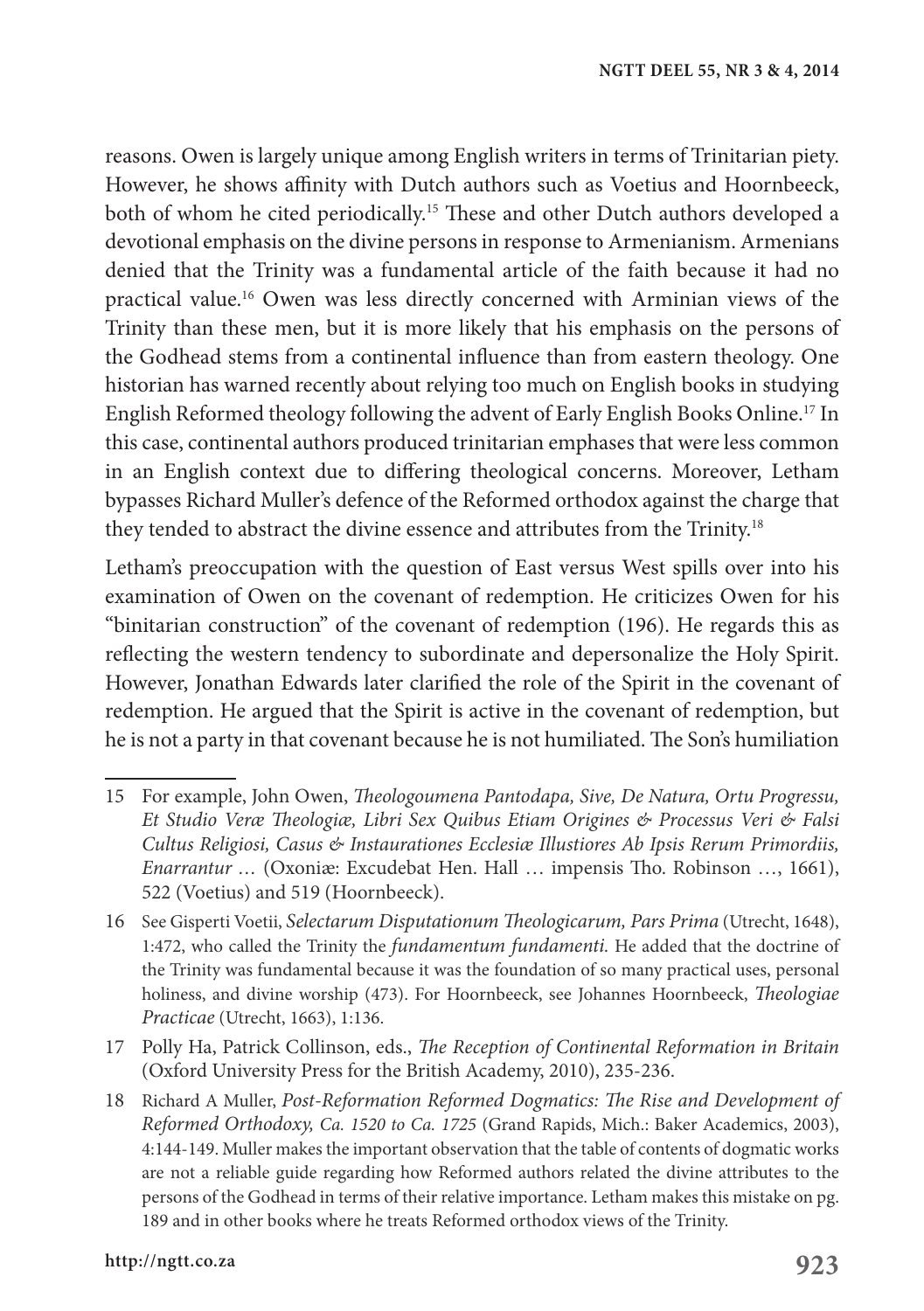reasons. Owen is largely unique among English writers in terms of Trinitarian piety. However, he shows affinity with Dutch authors such as Voetius and Hoornbeeck, both of whom he cited periodically.[15] These and other Dutch authors developed a devotional emphasis on the divine persons in response to Armenianism. Armenians denied that the Trinity was a fundamental article of the faith because it had no practical value.[16] Owen was less directly concerned with Arminian views of the Trinity than these men, but it is more likely that his emphasis on the persons of the Godhead stems from a continental influence than from eastern theology. One historian has warned recently about relying too much on English books in studying English Reformed theology following the advent of Early English Books Online.[17] In this case, continental authors produced trinitarian emphases that were less common in an English context due to differing theological concerns. Moreover, Letham bypasses Richard Muller's defence of the Reformed orthodox against the charge that they tended to abstract the divine essence and attributes from the Trinity.[18]

Letham's preoccupation with the question of East versus West spills over into his examination of Owen on the covenant of redemption. He criticizes Owen for his "binitarian construction" of the covenant of redemption (196). He regards this as reflecting the western tendency to subordinate and depersonalize the Holy Spirit. However, Jonathan Edwards later clarified the role of the Spirit in the covenant of redemption. He argued that the Spirit is active in the covenant of redemption, but he is not a party in that covenant because he is not humiliated. The Son's humiliation

---

15 For example, John Owen, *Theologoumena Pantodapa, Sive, De Natura, Ortu Progressu, Et Studio Veræ Theologiæ, Libri Sex Quibus Etiam Origines & Processus Veri & Falsi Cultus Religiosi, Casus & Instaurationes Ecclesiæ Illustiores Ab Ipsis Rerum Primordiis, Enarrantur …* (Oxoniæ: Excudebat Hen. Hall … impensis Tho. Robinson …, 1661), 522 (Voetius) and 519 (Hoornbeeck).

16 See Gisperti Voetii, *Selectarum Disputationum Theologicarum, Pars Prima* (Utrecht, 1648), 1:472, who called the Trinity the *fundamentum fundamenti.* He added that the doctrine of the Trinity was fundamental because it was the foundation of so many practical uses, personal holiness, and divine worship (473). For Hoornbeeck, see Johannes Hoornbeeck, *Theologiae Practicae* (Utrecht, 1663), 1:136.

17 Polly Ha, Patrick Collinson, eds., *The Reception of Continental Reformation in Britain* (Oxford University Press for the British Academy, 2010), 235-236.

18 Richard A Muller, *Post-Reformation Reformed Dogmatics: The Rise and Development of Reformed Orthodoxy, Ca. 1520 to Ca. 1725* (Grand Rapids, Mich.: Baker Academics, 2003), 4:144-149. Muller makes the important observation that the table of contents of dogmatic works are not a reliable guide regarding how Reformed authors related the divine attributes to the persons of the Godhead in terms of their relative importance. Letham makes this mistake on pg. 189 and in other books where he treats Reformed orthodox views of the Trinity.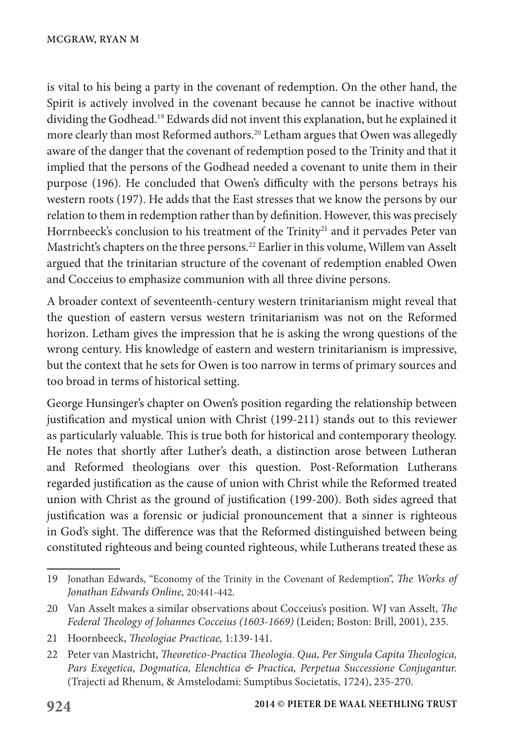is vital to his being a party in the covenant of redemption. On the other hand, the Spirit is actively involved in the covenant because he cannot be inactive without dividing the Godhead.[19] Edwards did not invent this explanation, but he explained it more clearly than most Reformed authors.[20] Letham argues that Owen was allegedly aware of the danger that the covenant of redemption posed to the Trinity and that it implied that the persons of the Godhead needed a covenant to unite them in their purpose (196). He concluded that Owen's difficulty with the persons betrays his western roots (197). He adds that the East stresses that we know the persons by our relation to them in redemption rather than by definition. However, this was precisely Horrnbeeck's conclusion to his treatment of the Trinity[21] and it pervades Peter van Mastricht's chapters on the three persons.[22] Earlier in this volume, Willem van Asselt argued that the trinitarian structure of the covenant of redemption enabled Owen and Cocceius to emphasize communion with all three divine persons.

A broader context of seventeenth-century western trinitarianism might reveal that the question of eastern versus western trinitarianism was not on the Reformed horizon. Letham gives the impression that he is asking the wrong questions of the wrong century. His knowledge of eastern and western trinitarianism is impressive, but the context that he sets for Owen is too narrow in terms of primary sources and too broad in terms of historical setting.

George Hunsinger's chapter on Owen's position regarding the relationship between justification and mystical union with Christ (199-211) stands out to this reviewer as particularly valuable. This is true both for historical and contemporary theology. He notes that shortly after Luther's death, a distinction arose between Lutheran and Reformed theologians over this question. Post-Reformation Lutherans regarded justification as the cause of union with Christ while the Reformed treated union with Christ as the ground of justification (199-200). Both sides agreed that justification was a forensic or judicial pronouncement that a sinner is righteous in God's sight. The difference was that the Reformed distinguished between being constituted righteous and being counted righteous, while Lutherans treated these as

---

19 Jonathan Edwards, "Economy of the Trinity in the Covenant of Redemption", *The Works of Jonathan Edwards Online,* 20:441-442.

20 Van Asselt makes a similar observations about Cocceius's position. WJ van Asselt, *The Federal Theology of Johannes Cocceius (1603-1669)* (Leiden; Boston: Brill, 2001), 235.

21 Hoornbeeck, *Theologiae Practicae,* 1:139-141.

22 Peter van Mastricht, *Theoretico-Practica Theologia. Qua, Per Singula Capita Theologica, Pars Exegetica, Dogmatica, Elenchtica & Practica, Perpetua Successione Conjugantur.* (Trajecti ad Rhenum, & Amstelodami: Sumptibus Societatis, 1724), 235-270.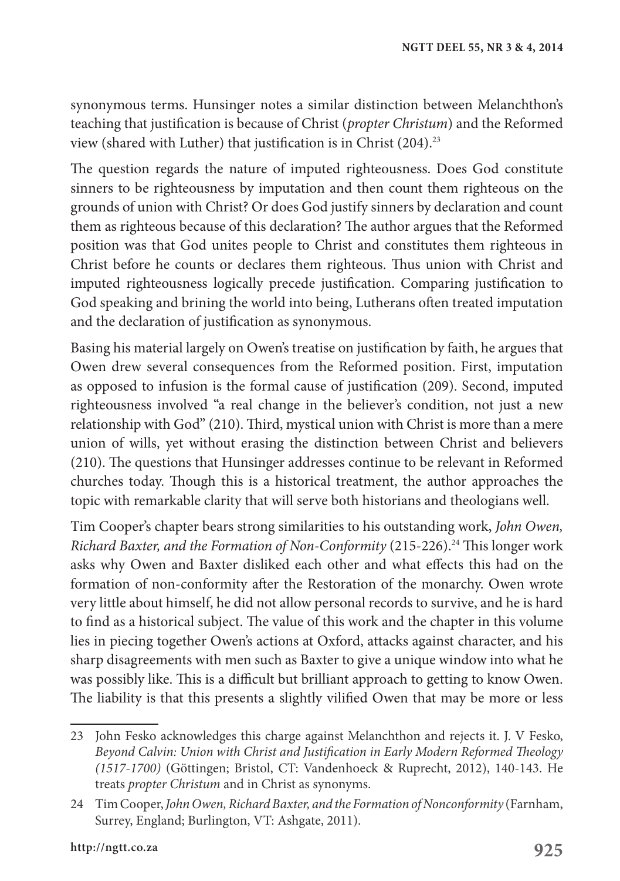synonymous terms. Hunsinger notes a similar distinction between Melanchthon's teaching that justification is because of Christ (*propter Christum*) and the Reformed view (shared with Luther) that justification is in Christ (204).[23]

The question regards the nature of imputed righteousness. Does God constitute sinners to be righteousness by imputation and then count them righteous on the grounds of union with Christ? Or does God justify sinners by declaration and count them as righteous because of this declaration? The author argues that the Reformed position was that God unites people to Christ and constitutes them righteous in Christ before he counts or declares them righteous. Thus union with Christ and imputed righteousness logically precede justification. Comparing justification to God speaking and brining the world into being, Lutherans often treated imputation and the declaration of justification as synonymous.

Basing his material largely on Owen's treatise on justification by faith, he argues that Owen drew several consequences from the Reformed position. First, imputation as opposed to infusion is the formal cause of justification (209). Second, imputed righteousness involved "a real change in the believer's condition, not just a new relationship with God" (210). Third, mystical union with Christ is more than a mere union of wills, yet without erasing the distinction between Christ and believers (210). The questions that Hunsinger addresses continue to be relevant in Reformed churches today. Though this is a historical treatment, the author approaches the topic with remarkable clarity that will serve both historians and theologians well.

Tim Cooper's chapter bears strong similarities to his outstanding work, *John Owen, Richard Baxter, and the Formation of Non-Conformity* (215-226).[24] This longer work asks why Owen and Baxter disliked each other and what effects this had on the formation of non-conformity after the Restoration of the monarchy. Owen wrote very little about himself, he did not allow personal records to survive, and he is hard to find as a historical subject. The value of this work and the chapter in this volume lies in piecing together Owen's actions at Oxford, attacks against character, and his sharp disagreements with men such as Baxter to give a unique window into what he was possibly like. This is a difficult but brilliant approach to getting to know Owen. The liability is that this presents a slightly vilified Owen that may be more or less

---

23 John Fesko acknowledges this charge against Melanchthon and rejects it. J. V Fesko, *Beyond Calvin: Union with Christ and Justification in Early Modern Reformed Theology (1517-1700)* (Göttingen; Bristol, CT: Vandenhoeck & Ruprecht, 2012), 140-143. He treats *propter Christum* and in Christ as synonyms.

24 Tim Cooper, *John Owen, Richard Baxter, and the Formation of Nonconformity* (Farnham, Surrey, England; Burlington, VT: Ashgate, 2011).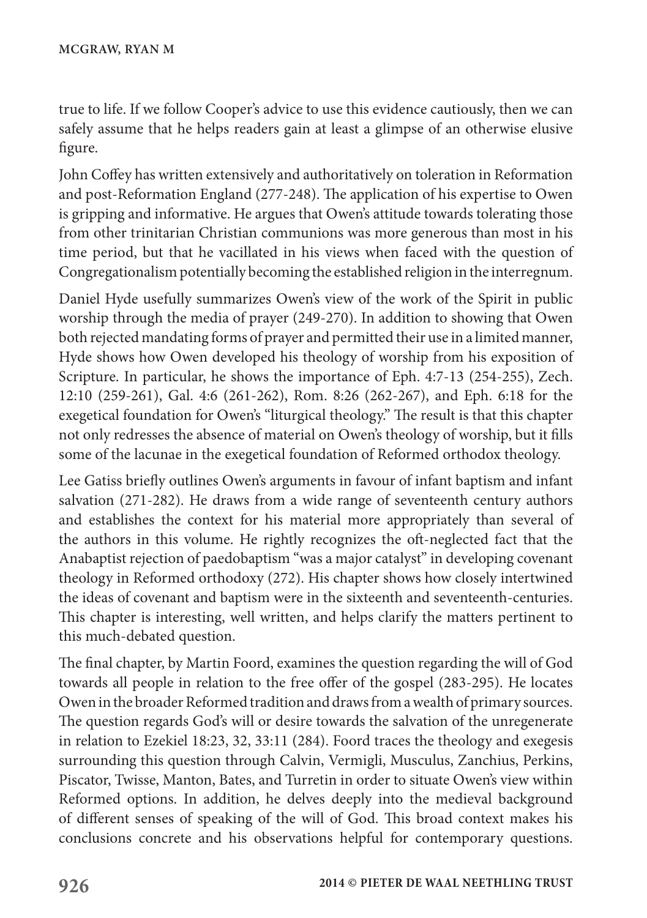true to life. If we follow Cooper's advice to use this evidence cautiously, then we can safely assume that he helps readers gain at least a glimpse of an otherwise elusive figure.

John Coffey has written extensively and authoritatively on toleration in Reformation and post-Reformation England (277-248). The application of his expertise to Owen is gripping and informative. He argues that Owen's attitude towards tolerating those from other trinitarian Christian communions was more generous than most in his time period, but that he vacillated in his views when faced with the question of Congregationalism potentially becoming the established religion in the interregnum.

Daniel Hyde usefully summarizes Owen's view of the work of the Spirit in public worship through the media of prayer (249-270). In addition to showing that Owen both rejected mandating forms of prayer and permitted their use in a limited manner, Hyde shows how Owen developed his theology of worship from his exposition of Scripture. In particular, he shows the importance of Eph. 4:7-13 (254-255), Zech. 12:10 (259-261), Gal. 4:6 (261-262), Rom. 8:26 (262-267), and Eph. 6:18 for the exegetical foundation for Owen's "liturgical theology." The result is that this chapter not only redresses the absence of material on Owen's theology of worship, but it fills some of the lacunae in the exegetical foundation of Reformed orthodox theology.

Lee Gatiss briefly outlines Owen's arguments in favour of infant baptism and infant salvation (271-282). He draws from a wide range of seventeenth century authors and establishes the context for his material more appropriately than several of the authors in this volume. He rightly recognizes the oft-neglected fact that the Anabaptist rejection of paedobaptism "was a major catalyst" in developing covenant theology in Reformed orthodoxy (272). His chapter shows how closely intertwined the ideas of covenant and baptism were in the sixteenth and seventeenth-centuries. This chapter is interesting, well written, and helps clarify the matters pertinent to this much-debated question.

The final chapter, by Martin Foord, examines the question regarding the will of God towards all people in relation to the free offer of the gospel (283-295). He locates Owen in the broader Reformed tradition and draws from a wealth of primary sources. The question regards God's will or desire towards the salvation of the unregenerate in relation to Ezekiel 18:23, 32, 33:11 (284). Foord traces the theology and exegesis surrounding this question through Calvin, Vermigli, Musculus, Zanchius, Perkins, Piscator, Twisse, Manton, Bates, and Turretin in order to situate Owen's view within Reformed options. In addition, he delves deeply into the medieval background of different senses of speaking of the will of God. This broad context makes his conclusions concrete and his observations helpful for contemporary questions.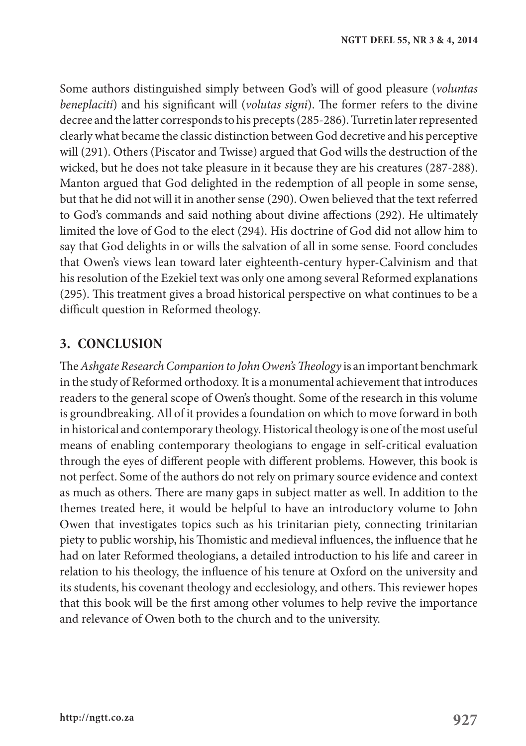Some authors distinguished simply between God's will of good pleasure (*voluntas beneplaciti*) and his significant will (*volutas signi*). The former refers to the divine decree and the latter corresponds to his precepts (285-286). Turretin later represented clearly what became the classic distinction between God decretive and his perceptive will (291). Others (Piscator and Twisse) argued that God wills the destruction of the wicked, but he does not take pleasure in it because they are his creatures (287-288). Manton argued that God delighted in the redemption of all people in some sense, but that he did not will it in another sense (290). Owen believed that the text referred to God's commands and said nothing about divine affections (292). He ultimately limited the love of God to the elect (294). His doctrine of God did not allow him to say that God delights in or wills the salvation of all in some sense. Foord concludes that Owen's views lean toward later eighteenth-century hyper-Calvinism and that his resolution of the Ezekiel text was only one among several Reformed explanations (295). This treatment gives a broad historical perspective on what continues to be a difficult question in Reformed theology.

## 3. CONCLUSION

The *Ashgate Research Companion to John Owen's Theology* is an important benchmark in the study of Reformed orthodoxy. It is a monumental achievement that introduces readers to the general scope of Owen's thought. Some of the research in this volume is groundbreaking. All of it provides a foundation on which to move forward in both in historical and contemporary theology. Historical theology is one of the most useful means of enabling contemporary theologians to engage in self-critical evaluation through the eyes of different people with different problems. However, this book is not perfect. Some of the authors do not rely on primary source evidence and context as much as others. There are many gaps in subject matter as well. In addition to the themes treated here, it would be helpful to have an introductory volume to John Owen that investigates topics such as his trinitarian piety, connecting trinitarian piety to public worship, his Thomistic and medieval influences, the influence that he had on later Reformed theologians, a detailed introduction to his life and career in relation to his theology, the influence of his tenure at Oxford on the university and its students, his covenant theology and ecclesiology, and others. This reviewer hopes that this book will be the first among other volumes to help revive the importance and relevance of Owen both to the church and to the university.